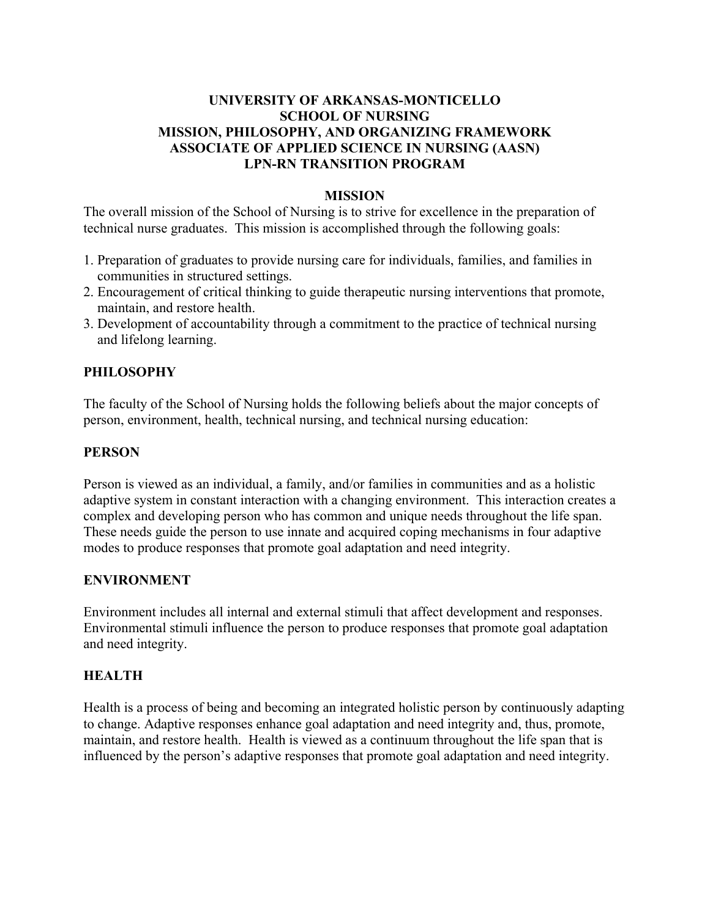# UNIVERSITY OF ARKANSAS-MONTICELLO
# SCHOOL OF NURSING
# MISSION, PHILOSOPHY, AND ORGANIZING FRAMEWORK
# ASSOCIATE OF APPLIED SCIENCE IN NURSING (AASN)
# LPN-RN TRANSITION PROGRAM

## MISSION

The overall mission of the School of Nursing is to strive for excellence in the preparation of technical nurse graduates. This mission is accomplished through the following goals:

1. Preparation of graduates to provide nursing care for individuals, families, and families in communities in structured settings.
2. Encouragement of critical thinking to guide therapeutic nursing interventions that promote, maintain, and restore health.
3. Development of accountability through a commitment to the practice of technical nursing and lifelong learning.

## PHILOSOPHY

The faculty of the School of Nursing holds the following beliefs about the major concepts of person, environment, health, technical nursing, and technical nursing education:

### PERSON

Person is viewed as an individual, a family, and/or families in communities and as a holistic adaptive system in constant interaction with a changing environment. This interaction creates a complex and developing person who has common and unique needs throughout the life span. These needs guide the person to use innate and acquired coping mechanisms in four adaptive modes to produce responses that promote goal adaptation and need integrity.

### ENVIRONMENT

Environment includes all internal and external stimuli that affect development and responses. Environmental stimuli influence the person to produce responses that promote goal adaptation and need integrity.

### HEALTH

Health is a process of being and becoming an integrated holistic person by continuously adapting to change. Adaptive responses enhance goal adaptation and need integrity and, thus, promote, maintain, and restore health. Health is viewed as a continuum throughout the life span that is influenced by the person's adaptive responses that promote goal adaptation and need integrity.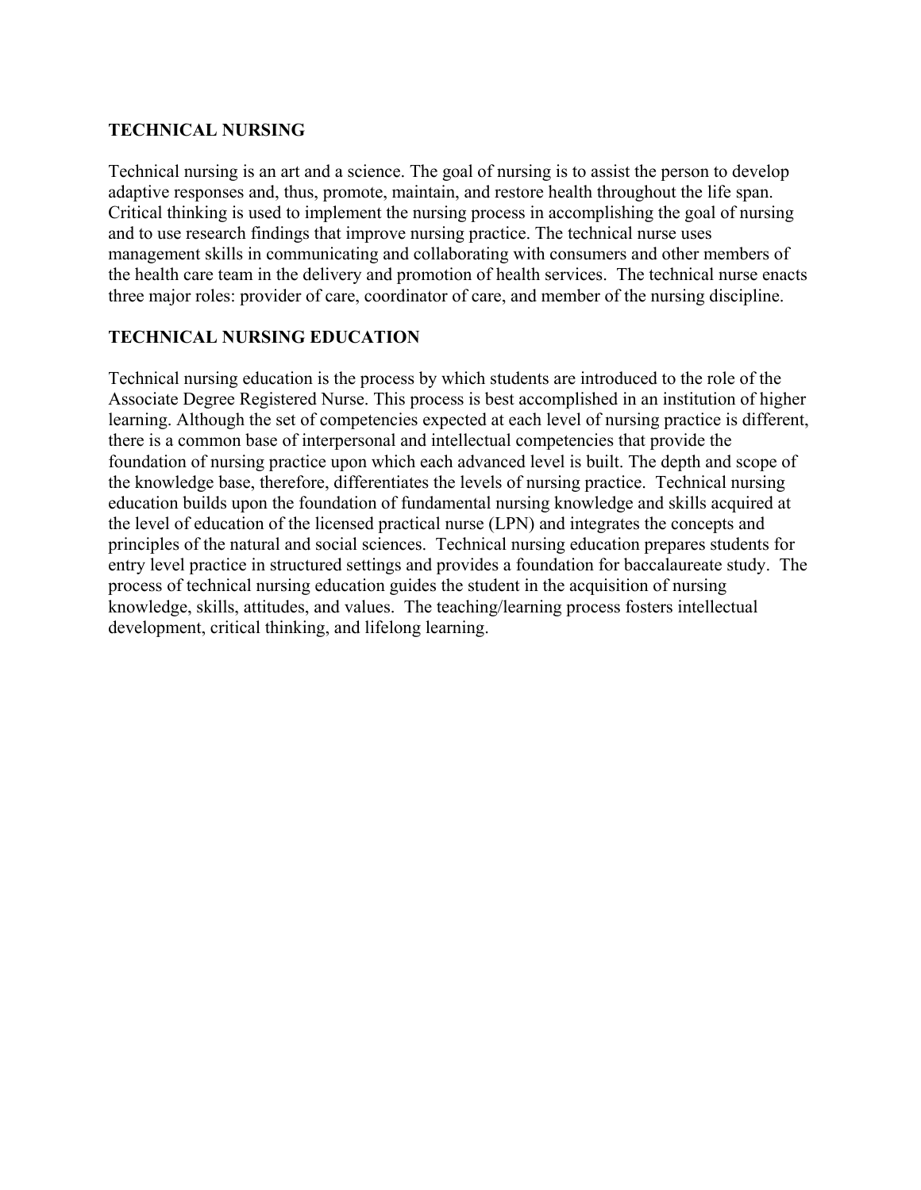## TECHNICAL NURSING

Technical nursing is an art and a science. The goal of nursing is to assist the person to develop adaptive responses and, thus, promote, maintain, and restore health throughout the life span. Critical thinking is used to implement the nursing process in accomplishing the goal of nursing and to use research findings that improve nursing practice. The technical nurse uses management skills in communicating and collaborating with consumers and other members of the health care team in the delivery and promotion of health services. The technical nurse enacts three major roles: provider of care, coordinator of care, and member of the nursing discipline.

## TECHNICAL NURSING EDUCATION

Technical nursing education is the process by which students are introduced to the role of the Associate Degree Registered Nurse. This process is best accomplished in an institution of higher learning. Although the set of competencies expected at each level of nursing practice is different, there is a common base of interpersonal and intellectual competencies that provide the foundation of nursing practice upon which each advanced level is built. The depth and scope of the knowledge base, therefore, differentiates the levels of nursing practice. Technical nursing education builds upon the foundation of fundamental nursing knowledge and skills acquired at the level of education of the licensed practical nurse (LPN) and integrates the concepts and principles of the natural and social sciences. Technical nursing education prepares students for entry level practice in structured settings and provides a foundation for baccalaureate study. The process of technical nursing education guides the student in the acquisition of nursing knowledge, skills, attitudes, and values. The teaching/learning process fosters intellectual development, critical thinking, and lifelong learning.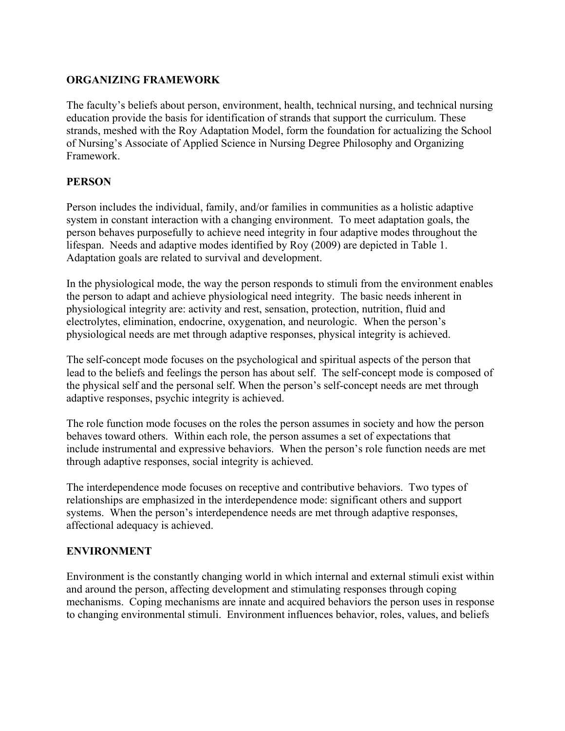## ORGANIZING FRAMEWORK

The faculty's beliefs about person, environment, health, technical nursing, and technical nursing education provide the basis for identification of strands that support the curriculum. These strands, meshed with the Roy Adaptation Model, form the foundation for actualizing the School of Nursing's Associate of Applied Science in Nursing Degree Philosophy and Organizing Framework.

## PERSON

Person includes the individual, family, and/or families in communities as a holistic adaptive system in constant interaction with a changing environment. To meet adaptation goals, the person behaves purposefully to achieve need integrity in four adaptive modes throughout the lifespan. Needs and adaptive modes identified by Roy (2009) are depicted in Table 1. Adaptation goals are related to survival and development.

In the physiological mode, the way the person responds to stimuli from the environment enables the person to adapt and achieve physiological need integrity. The basic needs inherent in physiological integrity are: activity and rest, sensation, protection, nutrition, fluid and electrolytes, elimination, endocrine, oxygenation, and neurologic. When the person's physiological needs are met through adaptive responses, physical integrity is achieved.

The self-concept mode focuses on the psychological and spiritual aspects of the person that lead to the beliefs and feelings the person has about self. The self-concept mode is composed of the physical self and the personal self. When the person's self-concept needs are met through adaptive responses, psychic integrity is achieved.

The role function mode focuses on the roles the person assumes in society and how the person behaves toward others. Within each role, the person assumes a set of expectations that include instrumental and expressive behaviors. When the person's role function needs are met through adaptive responses, social integrity is achieved.

The interdependence mode focuses on receptive and contributive behaviors. Two types of relationships are emphasized in the interdependence mode: significant others and support systems. When the person's interdependence needs are met through adaptive responses, affectional adequacy is achieved.

## ENVIRONMENT

Environment is the constantly changing world in which internal and external stimuli exist within and around the person, affecting development and stimulating responses through coping mechanisms. Coping mechanisms are innate and acquired behaviors the person uses in response to changing environmental stimuli. Environment influences behavior, roles, values, and beliefs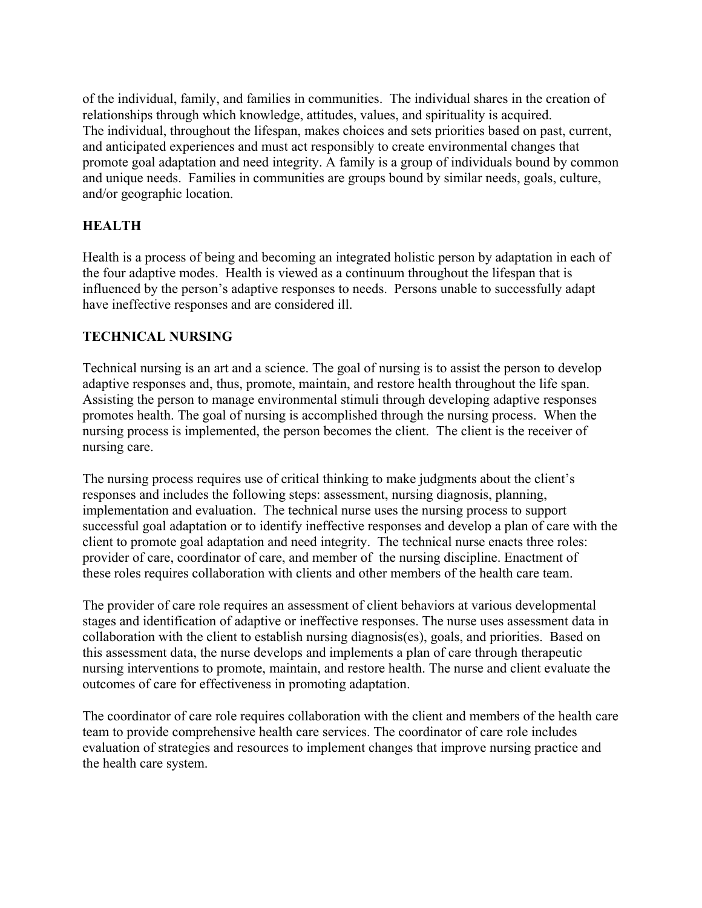of the individual, family, and families in communities. The individual shares in the creation of relationships through which knowledge, attitudes, values, and spirituality is acquired. The individual, throughout the lifespan, makes choices and sets priorities based on past, current, and anticipated experiences and must act responsibly to create environmental changes that promote goal adaptation and need integrity. A family is a group of individuals bound by common and unique needs. Families in communities are groups bound by similar needs, goals, culture, and/or geographic location.

## HEALTH

Health is a process of being and becoming an integrated holistic person by adaptation in each of the four adaptive modes. Health is viewed as a continuum throughout the lifespan that is influenced by the person's adaptive responses to needs. Persons unable to successfully adapt have ineffective responses and are considered ill.

## TECHNICAL NURSING

Technical nursing is an art and a science. The goal of nursing is to assist the person to develop adaptive responses and, thus, promote, maintain, and restore health throughout the life span. Assisting the person to manage environmental stimuli through developing adaptive responses promotes health. The goal of nursing is accomplished through the nursing process. When the nursing process is implemented, the person becomes the client. The client is the receiver of nursing care.

The nursing process requires use of critical thinking to make judgments about the client's responses and includes the following steps: assessment, nursing diagnosis, planning, implementation and evaluation. The technical nurse uses the nursing process to support successful goal adaptation or to identify ineffective responses and develop a plan of care with the client to promote goal adaptation and need integrity. The technical nurse enacts three roles: provider of care, coordinator of care, and member of the nursing discipline. Enactment of these roles requires collaboration with clients and other members of the health care team.

The provider of care role requires an assessment of client behaviors at various developmental stages and identification of adaptive or ineffective responses. The nurse uses assessment data in collaboration with the client to establish nursing diagnosis(es), goals, and priorities. Based on this assessment data, the nurse develops and implements a plan of care through therapeutic nursing interventions to promote, maintain, and restore health. The nurse and client evaluate the outcomes of care for effectiveness in promoting adaptation.

The coordinator of care role requires collaboration with the client and members of the health care team to provide comprehensive health care services. The coordinator of care role includes evaluation of strategies and resources to implement changes that improve nursing practice and the health care system.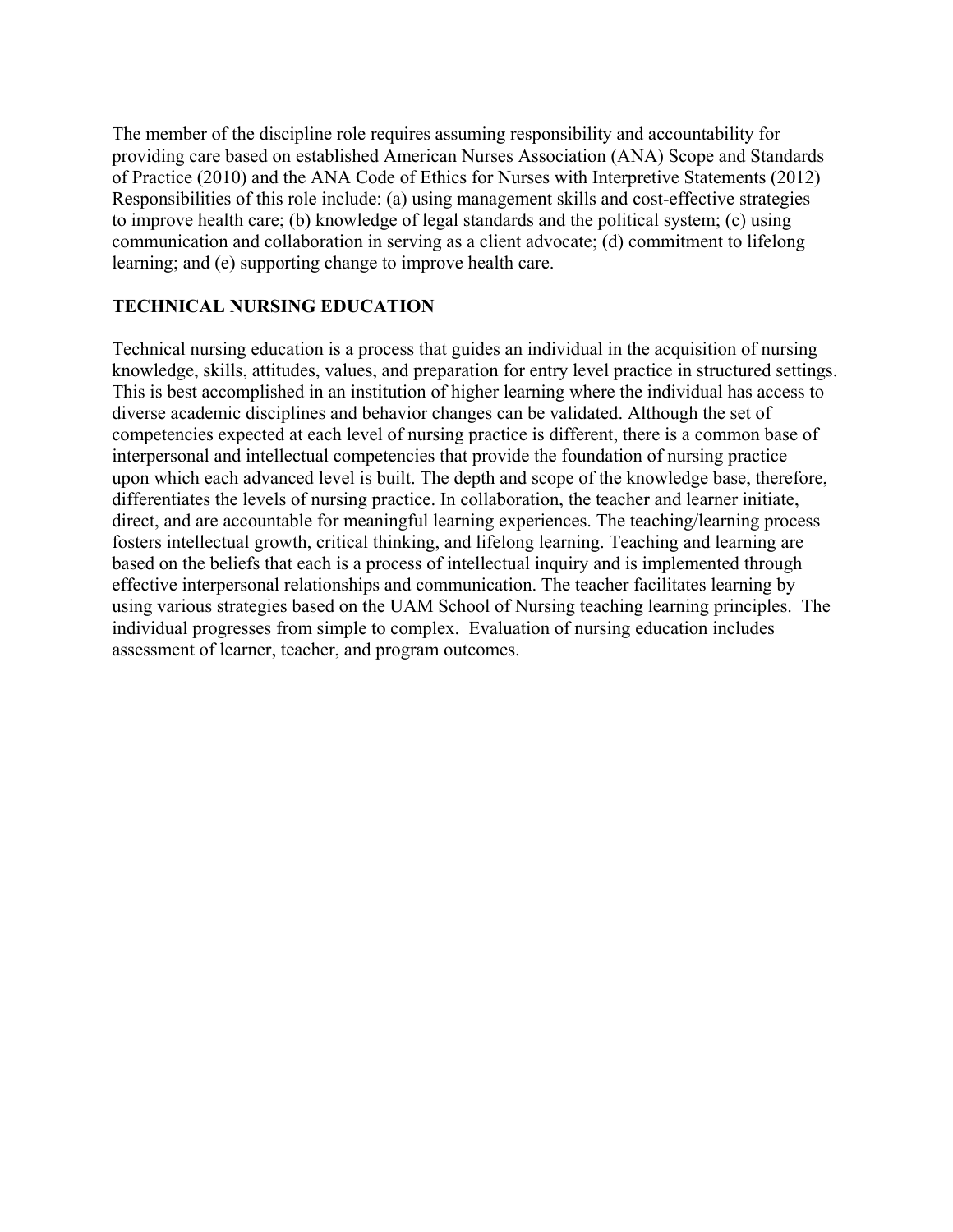The member of the discipline role requires assuming responsibility and accountability for providing care based on established American Nurses Association (ANA) Scope and Standards of Practice (2010) and the ANA Code of Ethics for Nurses with Interpretive Statements (2012) Responsibilities of this role include: (a) using management skills and cost-effective strategies to improve health care; (b) knowledge of legal standards and the political system; (c) using communication and collaboration in serving as a client advocate; (d) commitment to lifelong learning; and (e) supporting change to improve health care.

## TECHNICAL NURSING EDUCATION

Technical nursing education is a process that guides an individual in the acquisition of nursing knowledge, skills, attitudes, values, and preparation for entry level practice in structured settings. This is best accomplished in an institution of higher learning where the individual has access to diverse academic disciplines and behavior changes can be validated. Although the set of competencies expected at each level of nursing practice is different, there is a common base of interpersonal and intellectual competencies that provide the foundation of nursing practice upon which each advanced level is built. The depth and scope of the knowledge base, therefore, differentiates the levels of nursing practice. In collaboration, the teacher and learner initiate, direct, and are accountable for meaningful learning experiences. The teaching/learning process fosters intellectual growth, critical thinking, and lifelong learning. Teaching and learning are based on the beliefs that each is a process of intellectual inquiry and is implemented through effective interpersonal relationships and communication. The teacher facilitates learning by using various strategies based on the UAM School of Nursing teaching learning principles. The individual progresses from simple to complex. Evaluation of nursing education includes assessment of learner, teacher, and program outcomes.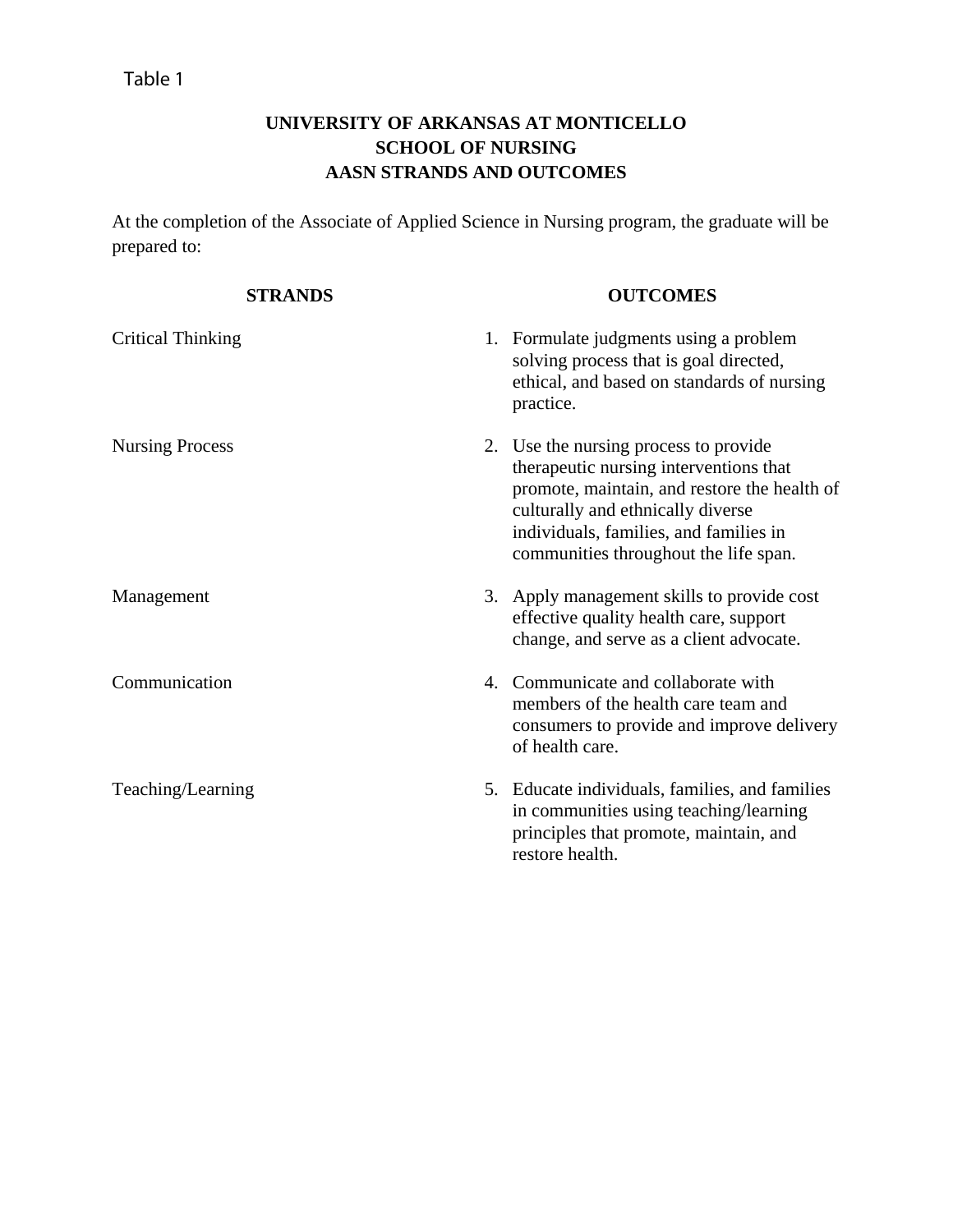Table 1

# UNIVERSITY OF ARKANSAS AT MONTICELLO
## SCHOOL OF NURSING
## AASN STRANDS AND OUTCOMES

At the completion of the Associate of Applied Science in Nursing program, the graduate will be prepared to:

| STRANDS | OUTCOMES |
|---|---|
| Critical Thinking | 1. Formulate judgments using a problem solving process that is goal directed, ethical, and based on standards of nursing practice. |
| Nursing Process | 2. Use the nursing process to provide therapeutic nursing interventions that promote, maintain, and restore the health of culturally and ethnically diverse individuals, families, and families in communities throughout the life span. |
| Management | 3. Apply management skills to provide cost effective quality health care, support change, and serve as a client advocate. |
| Communication | 4. Communicate and collaborate with members of the health care team and consumers to provide and improve delivery of health care. |
| Teaching/Learning | 5. Educate individuals, families, and families in communities using teaching/learning principles that promote, maintain, and restore health. |